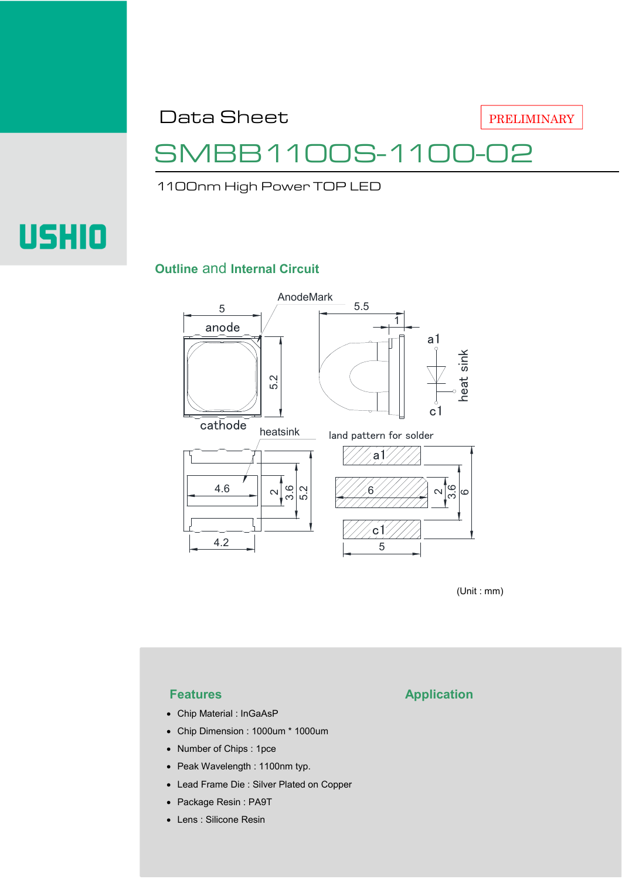Data Sheet

PRELIMINARY

# SMBB1100S-1100-02

1100nm High Power TOP LED

USHIO

## Outline and Internal Circuit

AnodeMark

5

anode

5.2

cathode

5.5

1

a1

heat sink

c1

heatsink

4.6

2

3.6

5.2

4.2

land pattern for solder

a1

6

2

3.6

6

c1

5

(Unit : mm)

## Features

- Chip Material : InGaAsP
- Chip Dimension : 1000um * 1000um
- Number of Chips : 1pce
- Peak Wavelength : 1100nm typ.
- Lead Frame Die : Silver Plated on Copper
- Package Resin : PA9T
- Lens : Silicone Resin

## Application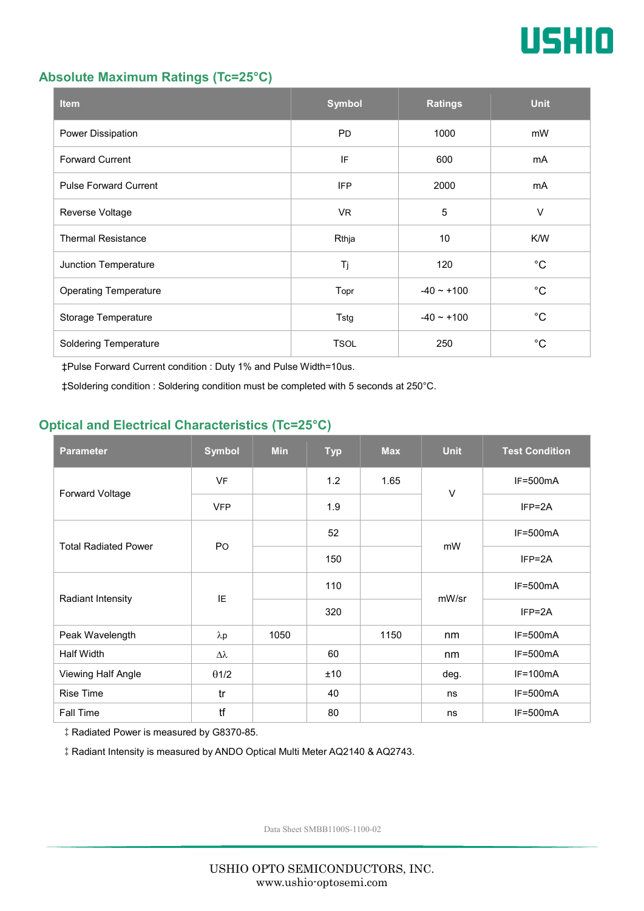## Absolute Maximum Ratings (Tc=25°C)

| Item | Symbol | Ratings | Unit |
|---|---|---|---|
| Power Dissipation | PD | 1000 | mW |
| Forward Current | IF | 600 | mA |
| Pulse Forward Current | IFP | 2000 | mA |
| Reverse Voltage | VR | 5 | V |
| Thermal Resistance | Rthja | 10 | K/W |
| Junction Temperature | Tj | 120 | °C |
| Operating Temperature | Topr | -40 ~ +100 | °C |
| Storage Temperature | Tstg | -40 ~ +100 | °C |
| Soldering Temperature | TSOL | 250 | °C |

‡Pulse Forward Current condition : Duty 1% and Pulse Width=10us.

‡Soldering condition : Soldering condition must be completed with 5 seconds at 250°C.

## Optical and Electrical Characteristics (Tc=25°C)

| Parameter | Symbol | Min | Typ | Max | Unit | Test Condition |
|---|---|---|---|---|---|---|
| Forward Voltage | VF | | 1.2 | 1.65 | V | IF=500mA |
| | VFP | | 1.9 | | | IFP=2A |
| Total Radiated Power | PO | | 52 | | mW | IF=500mA |
| | | | 150 | | | IFP=2A |
| Radiant Intensity | IE | | 110 | | mW/sr | IF=500mA |
| | | | 320 | | | IFP=2A |
| Peak Wavelength | λp | 1050 | | 1150 | nm | IF=500mA |
| Half Width | Δλ | | 60 | | nm | IF=500mA |
| Viewing Half Angle | θ1/2 | | ±10 | | deg. | IF=100mA |
| Rise Time | tr | | 40 | | ns | IF=500mA |
| Fall Time | tf | | 80 | | ns | IF=500mA |

‡ Radiated Power is measured by G8370-85.

‡ Radiant Intensity is measured by ANDO Optical Multi Meter AQ2140 & AQ2743.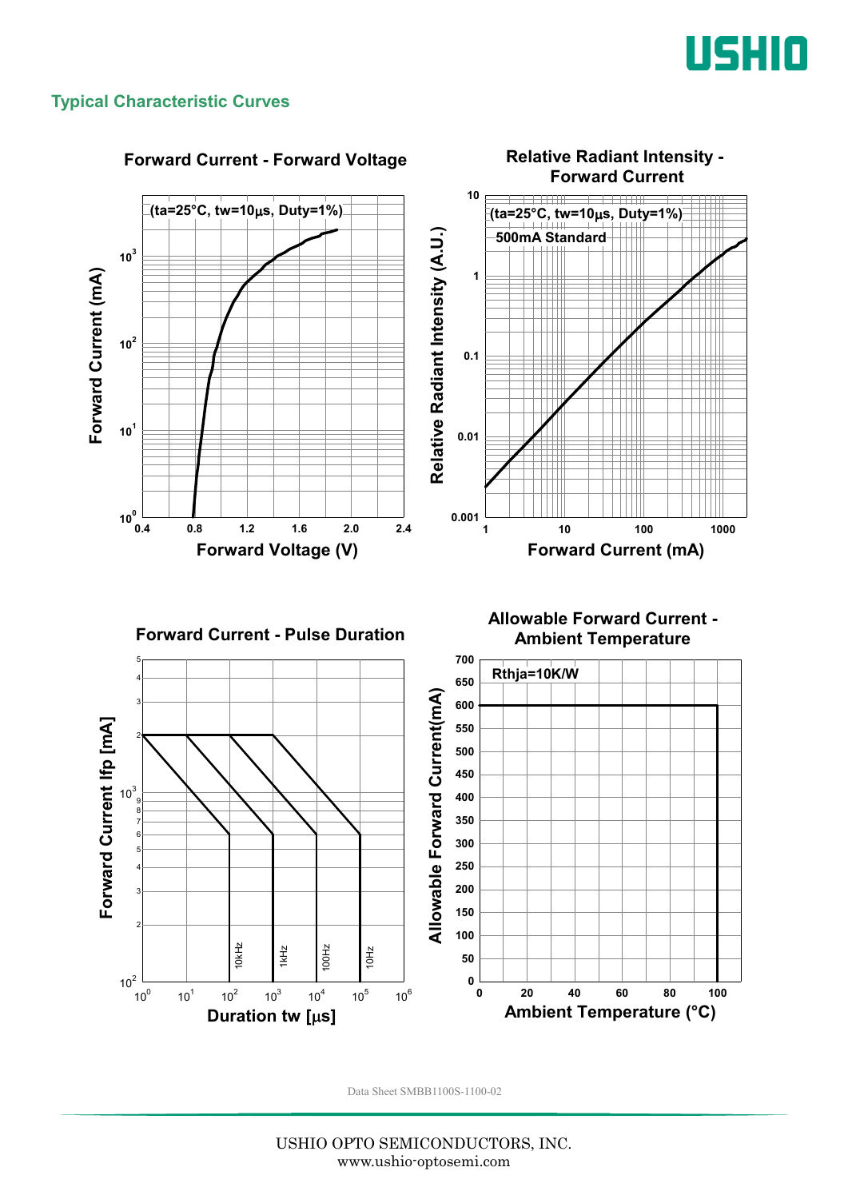## Typical Characteristic Curves

**Forward Current - Forward Voltage**

(ta=25°C, tw=10μs, Duty=1%)

Forward Current (mA): $10^0$, $10^1$, $10^2$, $10^3$

Forward Voltage (V): 0.4, 0.8, 1.2, 1.6, 2.0, 2.4

**Relative Radiant Intensity - Forward Current**

(ta=25°C, tw=10μs, Duty=1%)

500mA Standard

Relative Radiant Intensity (A.U.): 0.001, 0.01, 0.1, 1, 10

Forward Current (mA): 1, 10, 100, 1000

**Forward Current - Pulse Duration**

Forward Current Ifp [mA]: $10^2$, 2, 3, 4, 5, 6, 7, 8, 9, $10^3$, 2, 3, 4, 5

Duration tw [μs]: $10^0$, $10^1$, $10^2$, $10^3$, $10^4$, $10^5$, $10^6$

10kHz, 1kHz, 100Hz, 10Hz

**Allowable Forward Current - Ambient Temperature**

Rthja=10K/W

Allowable Forward Current(mA): 0, 50, 100, 150, 200, 250, 300, 350, 400, 450, 500, 550, 600, 650, 700

Ambient Temperature (°C): 0, 20, 40, 60, 80, 100

Data Sheet SMBB1100S-1100-02

USHIO OPTO SEMICONDUCTORS, INC.
www.ushio-optosemi.com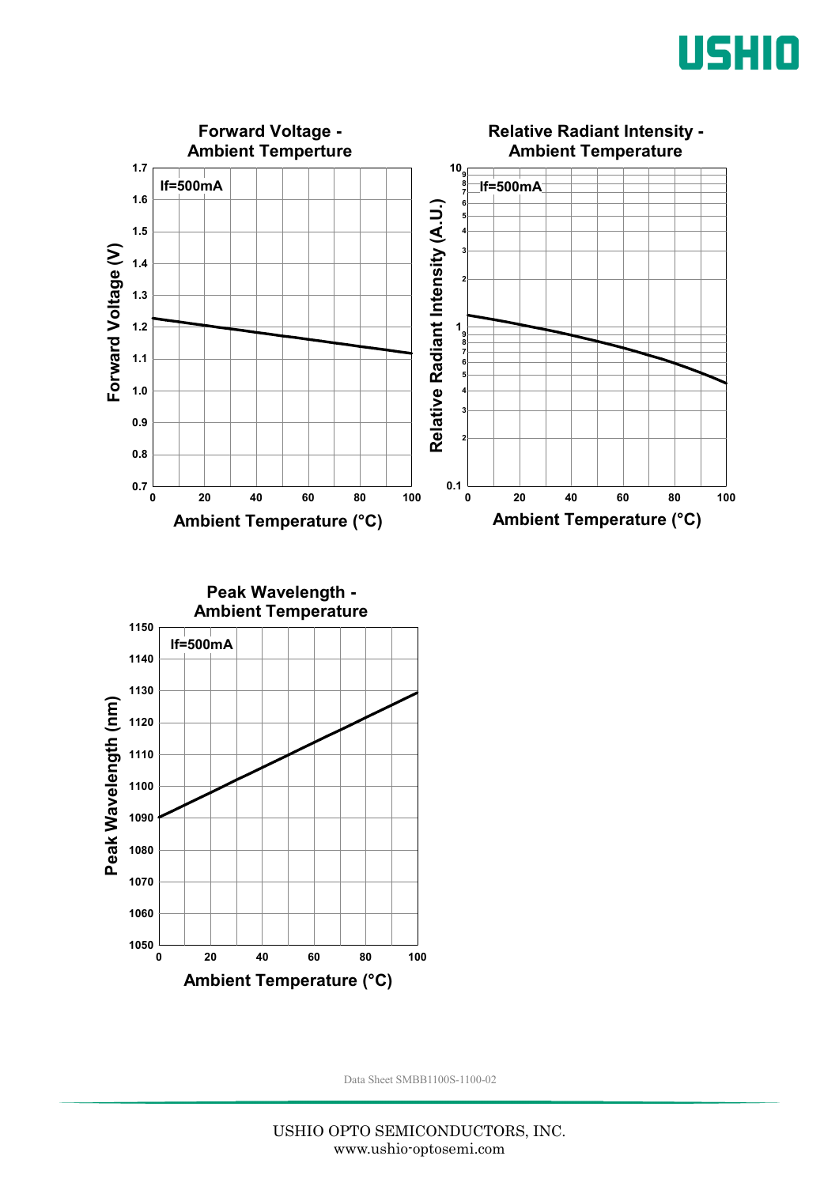**Forward Voltage - Ambient Temperture**

If=500mA

Forward Voltage (V)

Ambient Temperature (°C)

**Relative Radiant Intensity - Ambient Temperature**

If=500mA

Relative Radiant Intensity (A.U.)

Ambient Temperature (°C)

**Peak Wavelength - Ambient Temperature**

If=500mA

Peak Wavelength (nm)

Ambient Temperature (°C)

Data Sheet SMBB1100S-1100-02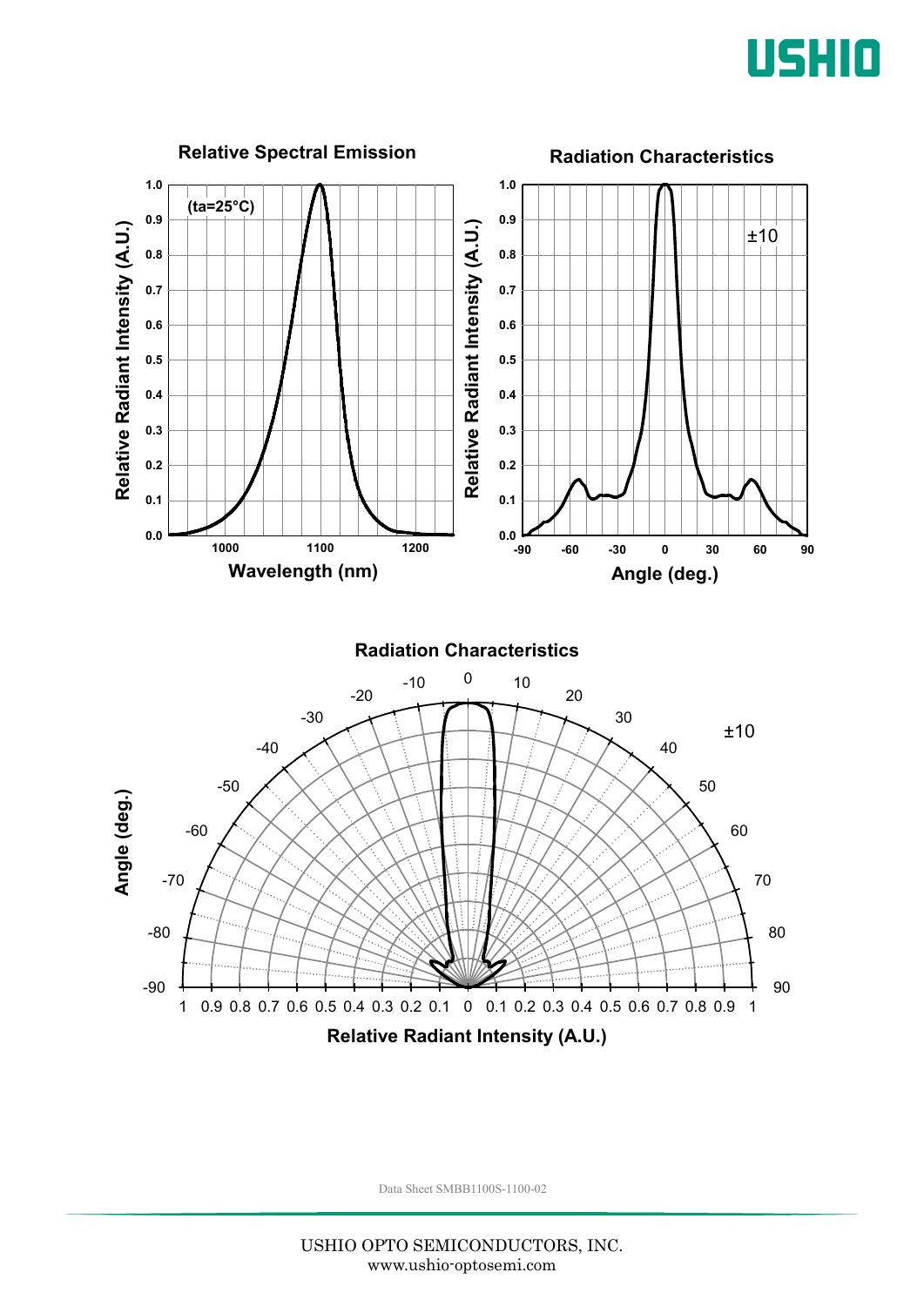## Relative Spectral Emission

(ta=25°C)

Relative Radiant Intensity (A.U.) vs. Wavelength (nm)

## Radiation Characteristics

±10

Relative Radiant Intensity (A.U.) vs. Angle (deg.)

## Radiation Characteristics

±10

Angle (deg.) / Relative Radiant Intensity (A.U.)

Data Sheet SMBB1100S-1100-02

USHIO OPTO SEMICONDUCTORS, INC.
www.ushio-optosemi.com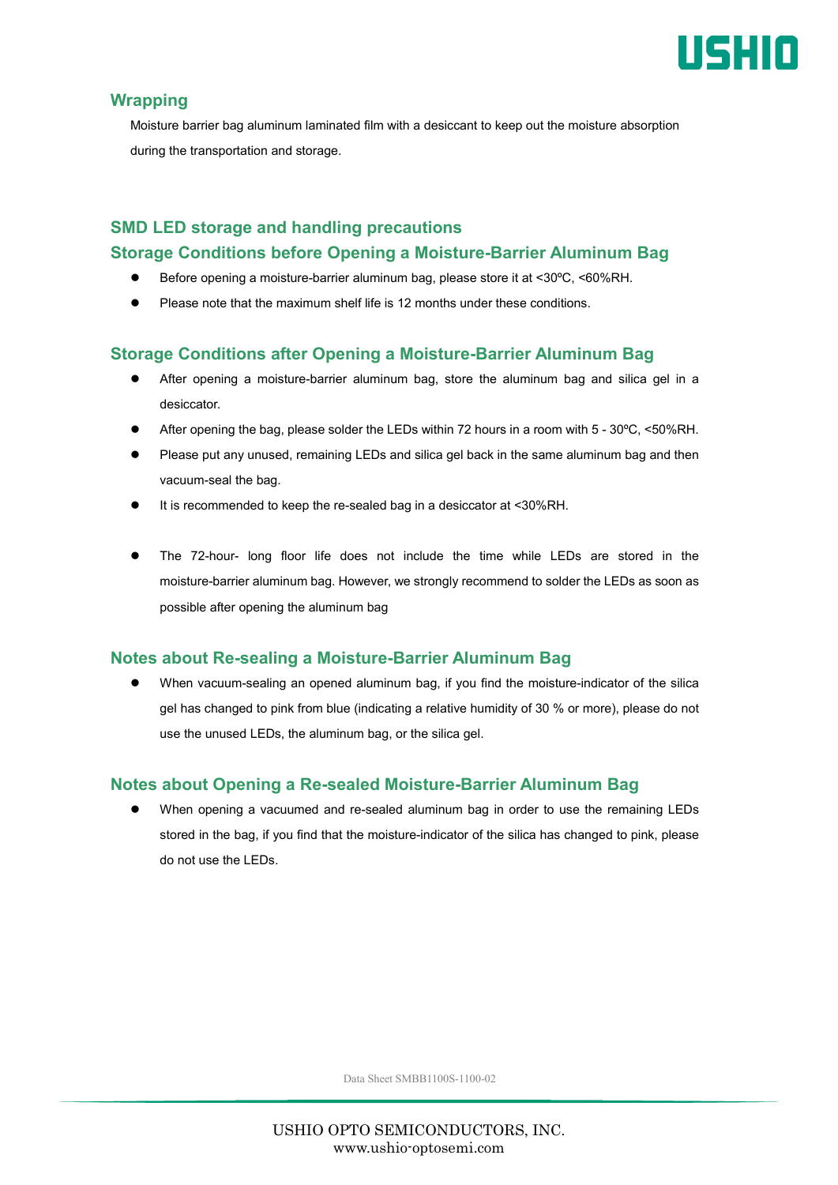## Wrapping

Moisture barrier bag aluminum laminated film with a desiccant to keep out the moisture absorption during the transportation and storage.

## SMD LED storage and handling precautions

### Storage Conditions before Opening a Moisture-Barrier Aluminum Bag

- Before opening a moisture-barrier aluminum bag, please store it at <30ºC, <60%RH.
- Please note that the maximum shelf life is 12 months under these conditions.

### Storage Conditions after Opening a Moisture-Barrier Aluminum Bag

- After opening a moisture-barrier aluminum bag, store the aluminum bag and silica gel in a desiccator.
- After opening the bag, please solder the LEDs within 72 hours in a room with 5 - 30ºC, <50%RH.
- Please put any unused, remaining LEDs and silica gel back in the same aluminum bag and then vacuum-seal the bag.
- It is recommended to keep the re-sealed bag in a desiccator at <30%RH.
- The 72-hour- long floor life does not include the time while LEDs are stored in the moisture-barrier aluminum bag. However, we strongly recommend to solder the LEDs as soon as possible after opening the aluminum bag

### Notes about Re-sealing a Moisture-Barrier Aluminum Bag

- When vacuum-sealing an opened aluminum bag, if you find the moisture-indicator of the silica gel has changed to pink from blue (indicating a relative humidity of 30 % or more), please do not use the unused LEDs, the aluminum bag, or the silica gel.

### Notes about Opening a Re-sealed Moisture-Barrier Aluminum Bag

- When opening a vacuumed and re-sealed aluminum bag in order to use the remaining LEDs stored in the bag, if you find that the moisture-indicator of the silica has changed to pink, please do not use the LEDs.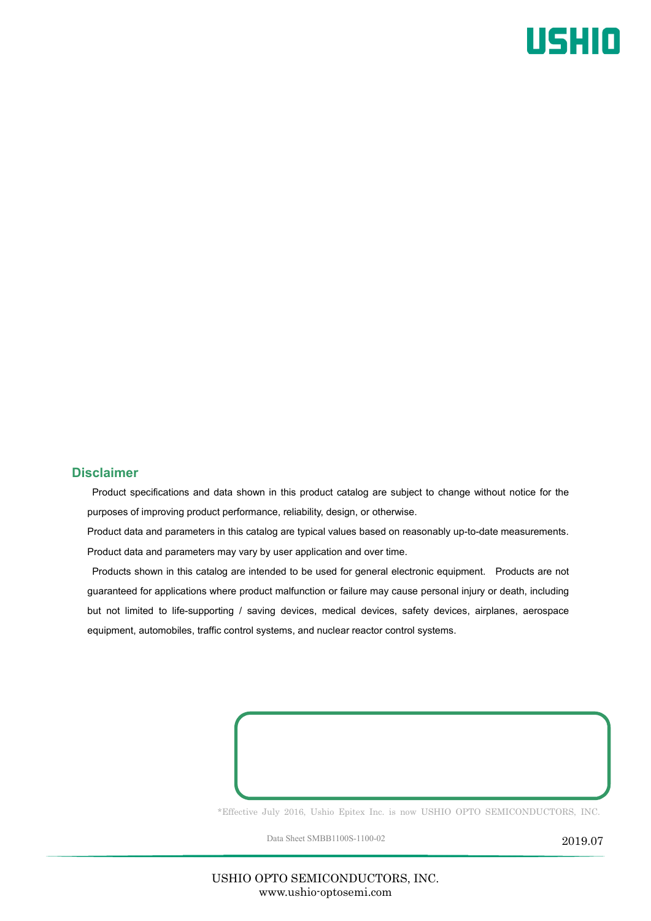## Disclaimer

Product specifications and data shown in this product catalog are subject to change without notice for the purposes of improving product performance, reliability, design, or otherwise.

Product data and parameters in this catalog are typical values based on reasonably up-to-date measurements. Product data and parameters may vary by user application and over time.

Products shown in this catalog are intended to be used for general electronic equipment. Products are not guaranteed for applications where product malfunction or failure may cause personal injury or death, including but not limited to life-supporting / saving devices, medical devices, safety devices, airplanes, aerospace equipment, automobiles, traffic control systems, and nuclear reactor control systems.

*Effective July 2016, Ushio Epitex Inc. is now USHIO OPTO SEMICONDUCTORS, INC.

Data Sheet SMBB1100S-1100-02

2019.07

USHIO OPTO SEMICONDUCTORS, INC.
www.ushio-optosemi.com